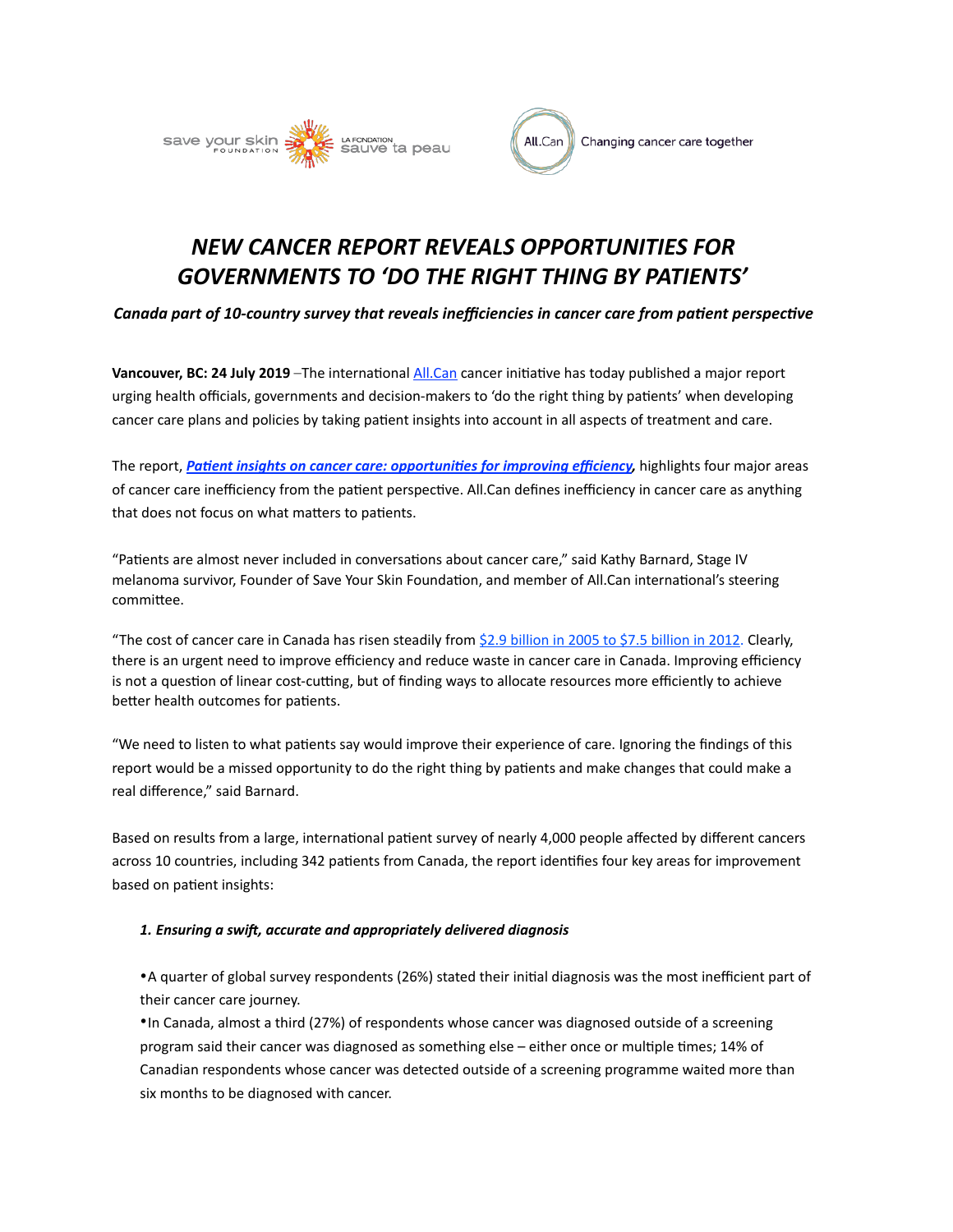save your skin FOUNDATION | LA FONDATION sauve ta peau

All.Can Changing cancer care together

# *NEW CANCER REPORT REVEALS OPPORTUNITIES FOR GOVERNMENTS TO 'DO THE RIGHT THING BY PATIENTS'*

***Canada part of 10-country survey that reveals inefficiencies in cancer care from patient perspective***

**Vancouver, BC: 24 July 2019** –The international All.Can cancer initiative has today published a major report urging health officials, governments and decision-makers to 'do the right thing by patients' when developing cancer care plans and policies by taking patient insights into account in all aspects of treatment and care.

The report, ***Patient insights on cancer care: opportunities for improving efficiency,*** highlights four major areas of cancer care inefficiency from the patient perspective. All.Can defines inefficiency in cancer care as anything that does not focus on what matters to patients.

"Patients are almost never included in conversations about cancer care," said Kathy Barnard, Stage IV melanoma survivor, Founder of Save Your Skin Foundation, and member of All.Can international's steering committee.

"The cost of cancer care in Canada has risen steadily from $2.9 billion in 2005 to $7.5 billion in 2012. Clearly, there is an urgent need to improve efficiency and reduce waste in cancer care in Canada. Improving efficiency is not a question of linear cost-cutting, but of finding ways to allocate resources more efficiently to achieve better health outcomes for patients.

"We need to listen to what patients say would improve their experience of care. Ignoring the findings of this report would be a missed opportunity to do the right thing by patients and make changes that could make a real difference," said Barnard.

Based on results from a large, international patient survey of nearly 4,000 people affected by different cancers across 10 countries, including 342 patients from Canada, the report identifies four key areas for improvement based on patient insights:

***1. Ensuring a swift, accurate and appropriately delivered diagnosis***

- A quarter of global survey respondents (26%) stated their initial diagnosis was the most inefficient part of their cancer care journey.
- In Canada, almost a third (27%) of respondents whose cancer was diagnosed outside of a screening program said their cancer was diagnosed as something else – either once or multiple times; 14% of Canadian respondents whose cancer was detected outside of a screening programme waited more than six months to be diagnosed with cancer.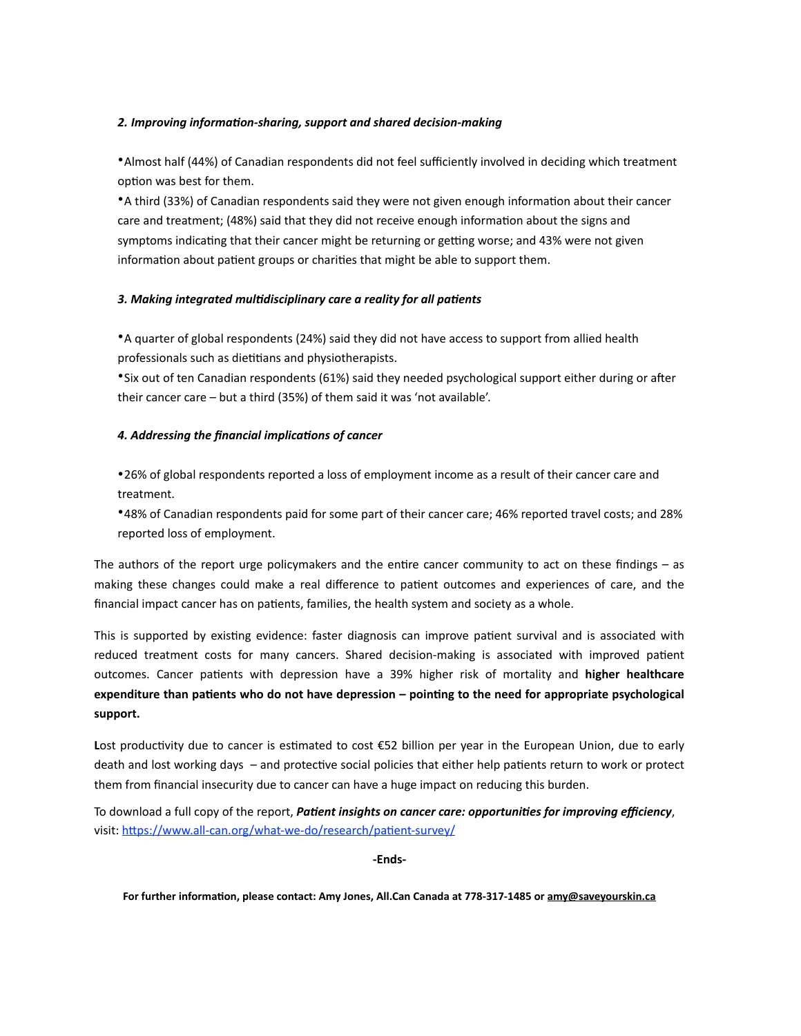***2. Improving information-sharing, support and shared decision-making***

- Almost half (44%) of Canadian respondents did not feel sufficiently involved in deciding which treatment option was best for them.
- A third (33%) of Canadian respondents said they were not given enough information about their cancer care and treatment; (48%) said that they did not receive enough information about the signs and symptoms indicating that their cancer might be returning or getting worse; and 43% were not given information about patient groups or charities that might be able to support them.

***3. Making integrated multidisciplinary care a reality for all patients***

- A quarter of global respondents (24%) said they did not have access to support from allied health professionals such as dietitians and physiotherapists.
- Six out of ten Canadian respondents (61%) said they needed psychological support either during or after their cancer care – but a third (35%) of them said it was 'not available'.

***4. Addressing the financial implications of cancer***

- 26% of global respondents reported a loss of employment income as a result of their cancer care and treatment.
- 48% of Canadian respondents paid for some part of their cancer care; 46% reported travel costs; and 28% reported loss of employment.

The authors of the report urge policymakers and the entire cancer community to act on these findings – as making these changes could make a real difference to patient outcomes and experiences of care, and the financial impact cancer has on patients, families, the health system and society as a whole.

This is supported by existing evidence: faster diagnosis can improve patient survival and is associated with reduced treatment costs for many cancers. Shared decision-making is associated with improved patient outcomes. Cancer patients with depression have a 39% higher risk of mortality and **higher healthcare expenditure than patients who do not have depression – pointing to the need for appropriate psychological support.**

**L**ost productivity due to cancer is estimated to cost €52 billion per year in the European Union, due to early death and lost working days – and protective social policies that either help patients return to work or protect them from financial insecurity due to cancer can have a huge impact on reducing this burden.

To download a full copy of the report, ***Patient insights on cancer care: opportunities for improving efficiency***, visit: https://www.all-can.org/what-we-do/research/patient-survey/

**-Ends-**

**For further information, please contact: Amy Jones, All.Can Canada at 778-317-1485 or amy@saveyourskin.ca**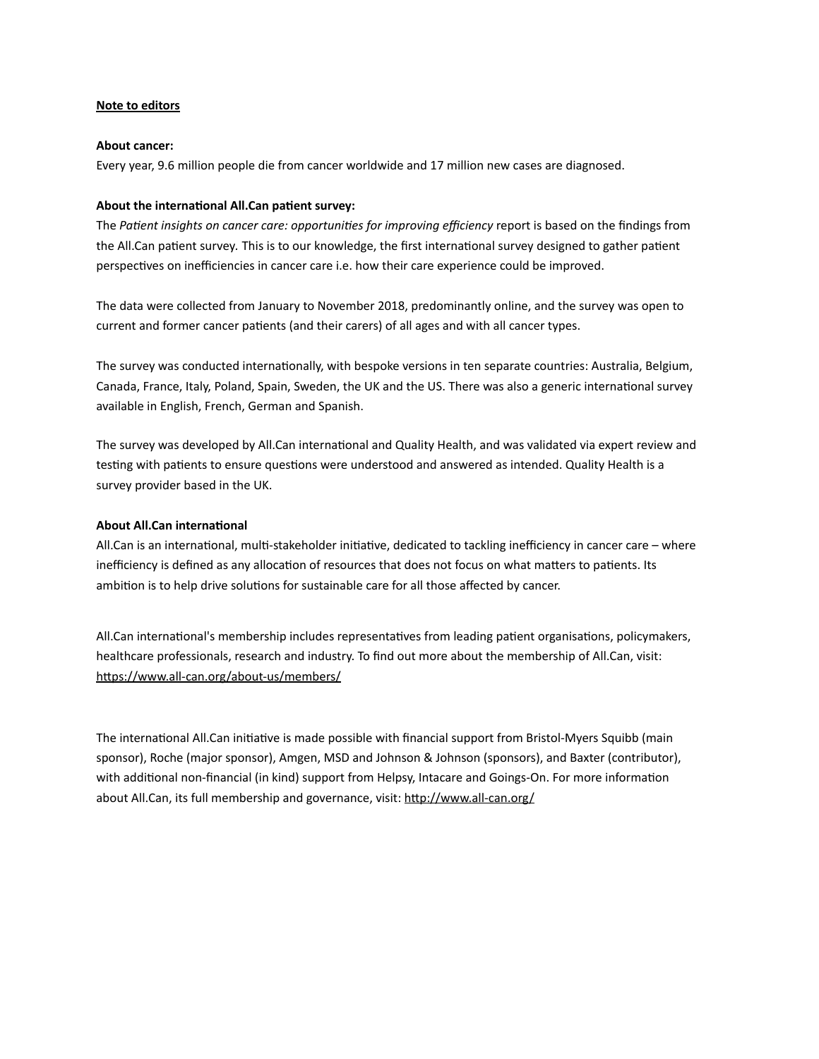**Note to editors**

**About cancer:**

Every year, 9.6 million people die from cancer worldwide and 17 million new cases are diagnosed.

**About the international All.Can patient survey:**

The *Patient insights on cancer care: opportunities for improving efficiency* report is based on the findings from the All.Can patient survey. This is to our knowledge, the first international survey designed to gather patient perspectives on inefficiencies in cancer care i.e. how their care experience could be improved.

The data were collected from January to November 2018, predominantly online, and the survey was open to current and former cancer patients (and their carers) of all ages and with all cancer types.

The survey was conducted internationally, with bespoke versions in ten separate countries: Australia, Belgium, Canada, France, Italy, Poland, Spain, Sweden, the UK and the US. There was also a generic international survey available in English, French, German and Spanish.

The survey was developed by All.Can international and Quality Health, and was validated via expert review and testing with patients to ensure questions were understood and answered as intended. Quality Health is a survey provider based in the UK.

**About All.Can international**

All.Can is an international, multi-stakeholder initiative, dedicated to tackling inefficiency in cancer care – where inefficiency is defined as any allocation of resources that does not focus on what matters to patients. Its ambition is to help drive solutions for sustainable care for all those affected by cancer.

All.Can international's membership includes representatives from leading patient organisations, policymakers, healthcare professionals, research and industry. To find out more about the membership of All.Can, visit: https://www.all-can.org/about-us/members/

The international All.Can initiative is made possible with financial support from Bristol-Myers Squibb (main sponsor), Roche (major sponsor), Amgen, MSD and Johnson & Johnson (sponsors), and Baxter (contributor), with additional non-financial (in kind) support from Helpsy, Intacare and Goings-On. For more information about All.Can, its full membership and governance, visit: http://www.all-can.org/